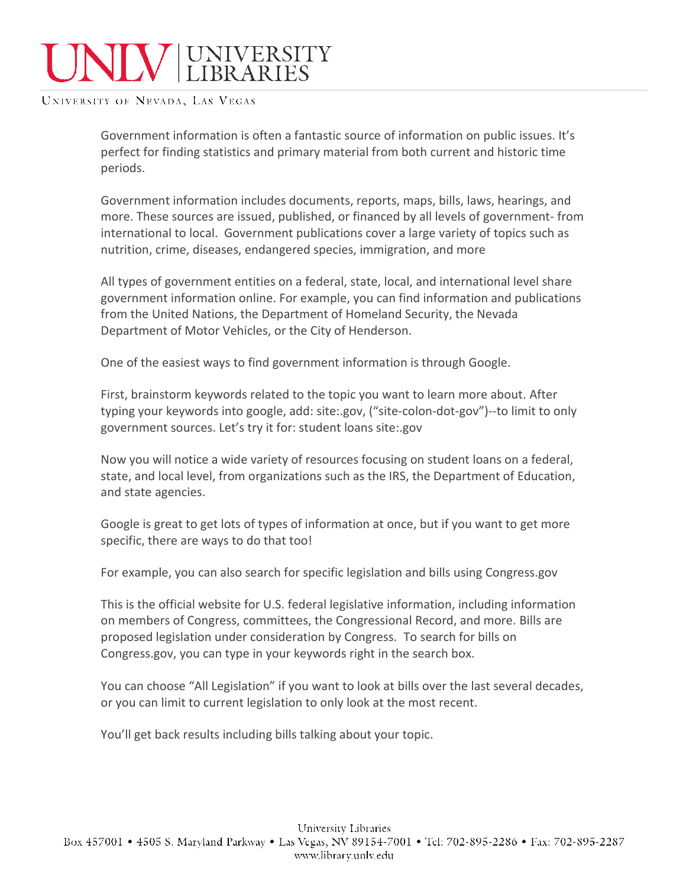Government information is often a fantastic source of information on public issues. It's perfect for finding statistics and primary material from both current and historic time periods.

Government information includes documents, reports, maps, bills, laws, hearings, and more. These sources are issued, published, or financed by all levels of government- from international to local. Government publications cover a large variety of topics such as nutrition, crime, diseases, endangered species, immigration, and more

All types of government entities on a federal, state, local, and international level share government information online. For example, you can find information and publications from the United Nations, the Department of Homeland Security, the Nevada Department of Motor Vehicles, or the City of Henderson.

One of the easiest ways to find government information is through Google.

First, brainstorm keywords related to the topic you want to learn more about. After typing your keywords into google, add: site:.gov, ("site-colon-dot-gov")--to limit to only government sources. Let's try it for: student loans site:.gov

Now you will notice a wide variety of resources focusing on student loans on a federal, state, and local level, from organizations such as the IRS, the Department of Education, and state agencies.

Google is great to get lots of types of information at once, but if you want to get more specific, there are ways to do that too!

For example, you can also search for specific legislation and bills using Congress.gov

This is the official website for U.S. federal legislative information, including information on members of Congress, committees, the Congressional Record, and more. Bills are proposed legislation under consideration by Congress. To search for bills on Congress.gov, you can type in your keywords right in the search box.

You can choose "All Legislation" if you want to look at bills over the last several decades, or you can limit to current legislation to only look at the most recent.

You'll get back results including bills talking about your topic.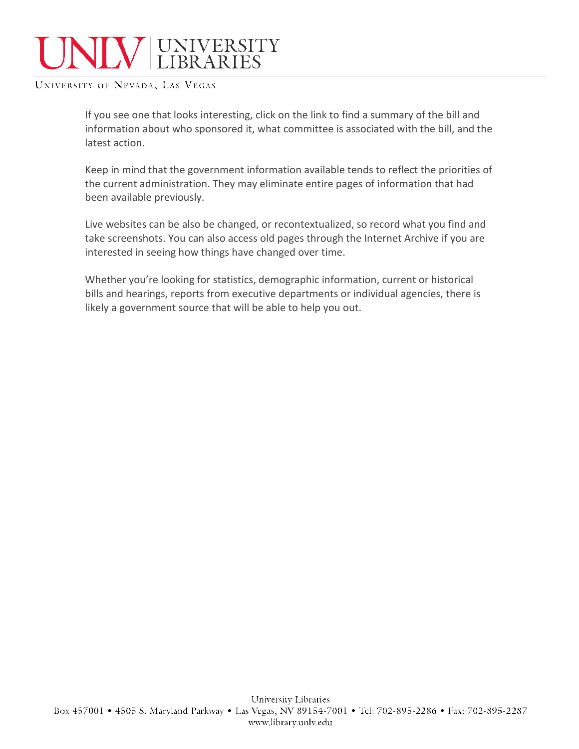If you see one that looks interesting, click on the link to find a summary of the bill and information about who sponsored it, what committee is associated with the bill, and the latest action.

Keep in mind that the government information available tends to reflect the priorities of the current administration. They may eliminate entire pages of information that had been available previously.

Live websites can be also be changed, or recontextualized, so record what you find and take screenshots. You can also access old pages through the Internet Archive if you are interested in seeing how things have changed over time.

Whether you're looking for statistics, demographic information, current or historical bills and hearings, reports from executive departments or individual agencies, there is likely a government source that will be able to help you out.